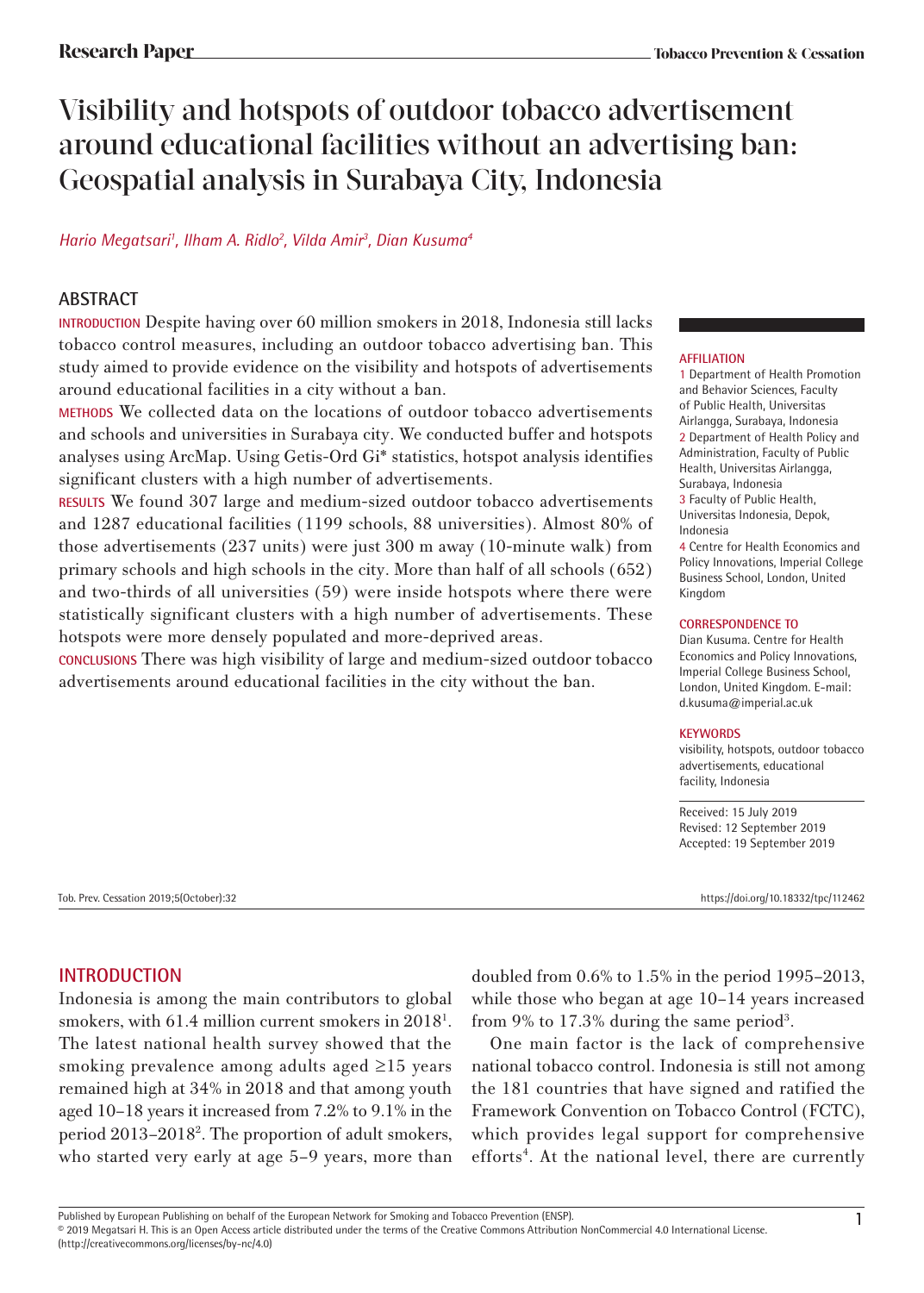Research Paper

# Visibility and hotspots of outdoor tobacco advertisement around educational facilities without an advertising ban: Geospatial analysis in Surabaya City, Indonesia

*Hario Megatsari[1], Ilham A. Ridlo[2], Vilda Amir[3], Dian Kusuma[4]*

## ABSTRACT

**INTRODUCTION** Despite having over 60 million smokers in 2018, Indonesia still lacks tobacco control measures, including an outdoor tobacco advertising ban. This study aimed to provide evidence on the visibility and hotspots of advertisements around educational facilities in a city without a ban.

**METHODS** We collected data on the locations of outdoor tobacco advertisements and schools and universities in Surabaya city. We conducted buffer and hotspots analyses using ArcMap. Using Getis-Ord Gi* statistics, hotspot analysis identifies significant clusters with a high number of advertisements.

**RESULTS** We found 307 large and medium-sized outdoor tobacco advertisements and 1287 educational facilities (1199 schools, 88 universities). Almost 80% of those advertisements (237 units) were just 300 m away (10-minute walk) from primary schools and high schools in the city. More than half of all schools (652) and two-thirds of all universities (59) were inside hotspots where there were statistically significant clusters with a high number of advertisements. These hotspots were more densely populated and more-deprived areas.

**CONCLUSIONS** There was high visibility of large and medium-sized outdoor tobacco advertisements around educational facilities in the city without the ban.

**AFFILIATION**

1 Department of Health Promotion and Behavior Sciences, Faculty of Public Health, Universitas Airlangga, Surabaya, Indonesia
2 Department of Health Policy and Administration, Faculty of Public Health, Universitas Airlangga, Surabaya, Indonesia
3 Faculty of Public Health, Universitas Indonesia, Depok, Indonesia
4 Centre for Health Economics and Policy Innovations, Imperial College Business School, London, United Kingdom

**CORRESPONDENCE TO**

Dian Kusuma. Centre for Health Economics and Policy Innovations, Imperial College Business School, London, United Kingdom. E-mail: d.kusuma@imperial.ac.uk

**KEYWORDS**

visibility, hotspots, outdoor tobacco advertisements, educational facility, Indonesia

Received: 15 July 2019
Revised: 12 September 2019
Accepted: 19 September 2019

Tob. Prev. Cessation 2019;5(October):32 https://doi.org/10.18332/tpc/112462

## INTRODUCTION

Indonesia is among the main contributors to global smokers, with 61.4 million current smokers in 2018[1]. The latest national health survey showed that the smoking prevalence among adults aged ≥15 years remained high at 34% in 2018 and that among youth aged 10–18 years it increased from 7.2% to 9.1% in the period 2013–2018[2]. The proportion of adult smokers, who started very early at age 5–9 years, more than doubled from 0.6% to 1.5% in the period 1995–2013, while those who began at age 10–14 years increased from 9% to 17.3% during the same period[3].

One main factor is the lack of comprehensive national tobacco control. Indonesia is still not among the 181 countries that have signed and ratified the Framework Convention on Tobacco Control (FCTC), which provides legal support for comprehensive efforts[4]. At the national level, there are currently

Published by European Publishing on behalf of the European Network for Smoking and Tobacco Prevention (ENSP).
© 2019 Megatsari H. This is an Open Access article distributed under the terms of the Creative Commons Attribution NonCommercial 4.0 International License. (http://creativecommons.org/licenses/by-nc/4.0)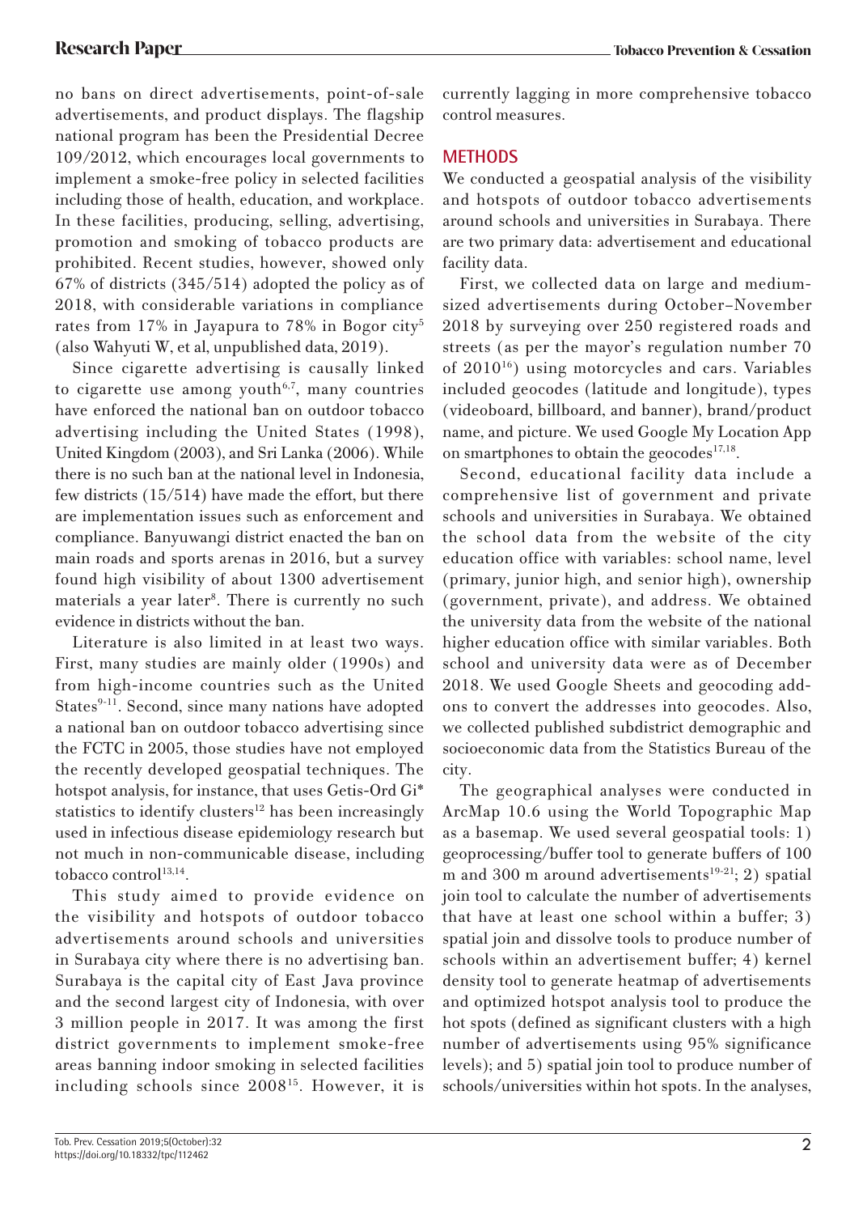no bans on direct advertisements, point-of-sale advertisements, and product displays. The flagship national program has been the Presidential Decree 109/2012, which encourages local governments to implement a smoke-free policy in selected facilities including those of health, education, and workplace. In these facilities, producing, selling, advertising, promotion and smoking of tobacco products are prohibited. Recent studies, however, showed only 67% of districts (345/514) adopted the policy as of 2018, with considerable variations in compliance rates from 17% in Jayapura to 78% in Bogor city[5] (also Wahyuti W, et al, unpublished data, 2019).

Since cigarette advertising is causally linked to cigarette use among youth[6,7], many countries have enforced the national ban on outdoor tobacco advertising including the United States (1998), United Kingdom (2003), and Sri Lanka (2006). While there is no such ban at the national level in Indonesia, few districts (15/514) have made the effort, but there are implementation issues such as enforcement and compliance. Banyuwangi district enacted the ban on main roads and sports arenas in 2016, but a survey found high visibility of about 1300 advertisement materials a year later[8]. There is currently no such evidence in districts without the ban.

Literature is also limited in at least two ways. First, many studies are mainly older (1990s) and from high-income countries such as the United States[9-11]. Second, since many nations have adopted a national ban on outdoor tobacco advertising since the FCTC in 2005, those studies have not employed the recently developed geospatial techniques. The hotspot analysis, for instance, that uses Getis-Ord Gi* statistics to identify clusters[12] has been increasingly used in infectious disease epidemiology research but not much in non-communicable disease, including tobacco control[13,14].

This study aimed to provide evidence on the visibility and hotspots of outdoor tobacco advertisements around schools and universities in Surabaya city where there is no advertising ban. Surabaya is the capital city of East Java province and the second largest city of Indonesia, with over 3 million people in 2017. It was among the first district governments to implement smoke-free areas banning indoor smoking in selected facilities including schools since 2008[15]. However, it is currently lagging in more comprehensive tobacco control measures.

## METHODS

We conducted a geospatial analysis of the visibility and hotspots of outdoor tobacco advertisements around schools and universities in Surabaya. There are two primary data: advertisement and educational facility data.

First, we collected data on large and medium-sized advertisements during October–November 2018 by surveying over 250 registered roads and streets (as per the mayor's regulation number 70 of 2010[16]) using motorcycles and cars. Variables included geocodes (latitude and longitude), types (videoboard, billboard, and banner), brand/product name, and picture. We used Google My Location App on smartphones to obtain the geocodes[17,18].

Second, educational facility data include a comprehensive list of government and private schools and universities in Surabaya. We obtained the school data from the website of the city education office with variables: school name, level (primary, junior high, and senior high), ownership (government, private), and address. We obtained the university data from the website of the national higher education office with similar variables. Both school and university data were as of December 2018. We used Google Sheets and geocoding add-ons to convert the addresses into geocodes. Also, we collected published subdistrict demographic and socioeconomic data from the Statistics Bureau of the city.

The geographical analyses were conducted in ArcMap 10.6 using the World Topographic Map as a basemap. We used several geospatial tools: 1) geoprocessing/buffer tool to generate buffers of 100 m and 300 m around advertisements[19-21]; 2) spatial join tool to calculate the number of advertisements that have at least one school within a buffer; 3) spatial join and dissolve tools to produce number of schools within an advertisement buffer; 4) kernel density tool to generate heatmap of advertisements and optimized hotspot analysis tool to produce the hot spots (defined as significant clusters with a high number of advertisements using 95% significance levels); and 5) spatial join tool to produce number of schools/universities within hot spots. In the analyses,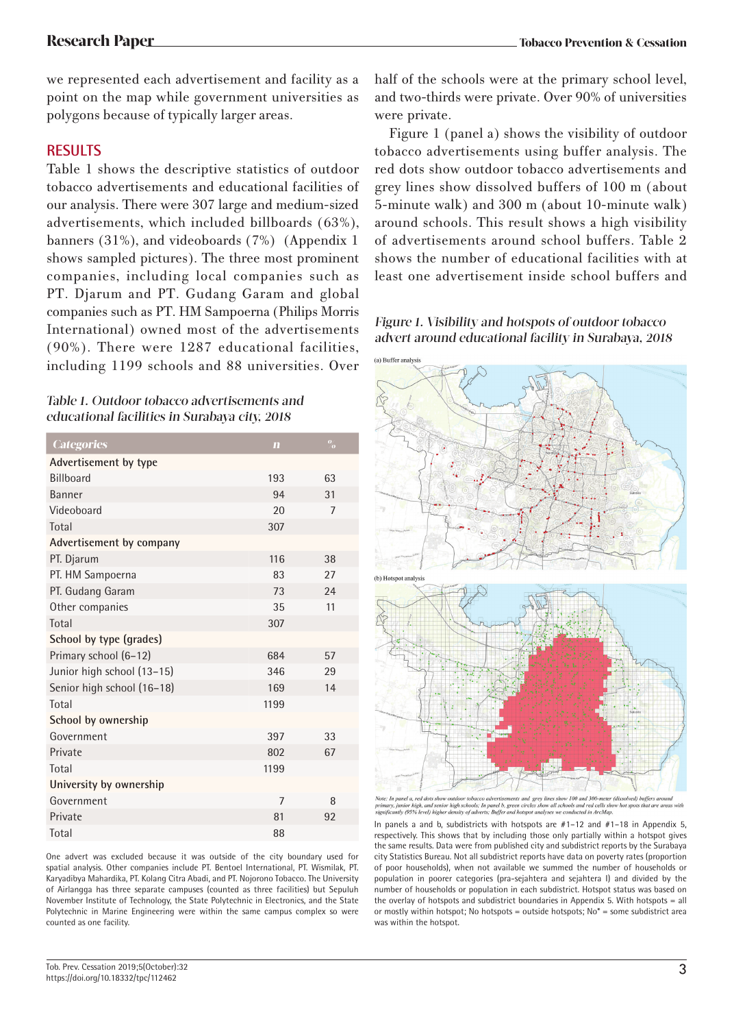we represented each advertisement and facility as a point on the map while government universities as polygons because of typically larger areas.

## RESULTS

Table 1 shows the descriptive statistics of outdoor tobacco advertisements and educational facilities of our analysis. There were 307 large and medium-sized advertisements, which included billboards (63%), banners (31%), and videoboards (7%) (Appendix 1 shows sampled pictures). The three most prominent companies, including local companies such as PT. Djarum and PT. Gudang Garam and global companies such as PT. HM Sampoerna (Philips Morris International) owned most of the advertisements (90%). There were 1287 educational facilities, including 1199 schools and 88 universities. Over half of the schools were at the primary school level, and two-thirds were private. Over 90% of universities were private.

*Table 1. Outdoor tobacco advertisements and educational facilities in Surabaya city, 2018*

| Categories | n | % |
|---|---|---|
| **Advertisement by type** | | |
| Billboard | 193 | 63 |
| Banner | 94 | 31 |
| Videoboard | 20 | 7 |
| Total | 307 | |
| **Advertisement by company** | | |
| PT. Djarum | 116 | 38 |
| PT. HM Sampoerna | 83 | 27 |
| PT. Gudang Garam | 73 | 24 |
| Other companies | 35 | 11 |
| Total | 307 | |
| **School by type (grades)** | | |
| Primary school (6–12) | 684 | 57 |
| Junior high school (13–15) | 346 | 29 |
| Senior high school (16–18) | 169 | 14 |
| Total | 1199 | |
| **School by ownership** | | |
| Government | 397 | 33 |
| Private | 802 | 67 |
| Total | 1199 | |
| **University by ownership** | | |
| Government | 7 | 8 |
| Private | 81 | 92 |
| Total | 88 | |

One advert was excluded because it was outside of the city boundary used for spatial analysis. Other companies include PT. Bentoel International, PT. Wismilak, PT. Karyadibya Mahardika, PT. Kolang Citra Abadi, and PT. Nojorono Tobacco. The University of Airlangga has three separate campuses (counted as three facilities) but Sepuluh November Institute of Technology, the State Polytechnic in Electronics, and the State Polytechnic in Marine Engineering were within the same campus complex so were counted as one facility.

Figure 1 (panel a) shows the visibility of outdoor tobacco advertisements using buffer analysis. The red dots show outdoor tobacco advertisements and grey lines show dissolved buffers of 100 m (about 5-minute walk) and 300 m (about 10-minute walk) around schools. This result shows a high visibility of advertisements around school buffers. Table 2 shows the number of educational facilities with at least one advertisement inside school buffers and

*Figure 1. Visibility and hotspots of outdoor tobacco advert around educational facility in Surabaya, 2018*

(a) Buffer analysis

(b) Hotspot analysis

*Note: In panel a, red dots show outdoor tobacco advertisements and grey lines show 100 and 300-meter (dissolved) buffers around primary, junior high, and senior high schools; In panel b, green circles show all schools and red cells show hot spots that are areas with significantly (95% level) higher density of adverts; Buffer and hotspot analyses we conducted in ArcMap.*

In panels a and b, subdistricts with hotspots are #1–12 and #1–18 in Appendix 5, respectively. This shows that by including those only partially within a hotspot gives the same results. Data were from published city and subdistrict reports by the Surabaya city Statistics Bureau. Not all subdistrict reports have data on poverty rates (proportion of poor households), when not available we summed the number of households or population in poorer categories (pra-sejahtera and sejahtera I) and divided by the number of households or population in each subdistrict. Hotspot status was based on the overlay of hotspots and subdistrict boundaries in Appendix 5. With hotspots = all or mostly within hotspot; No hotspots = outside hotspots; No* = some subdistrict area was within the hotspot.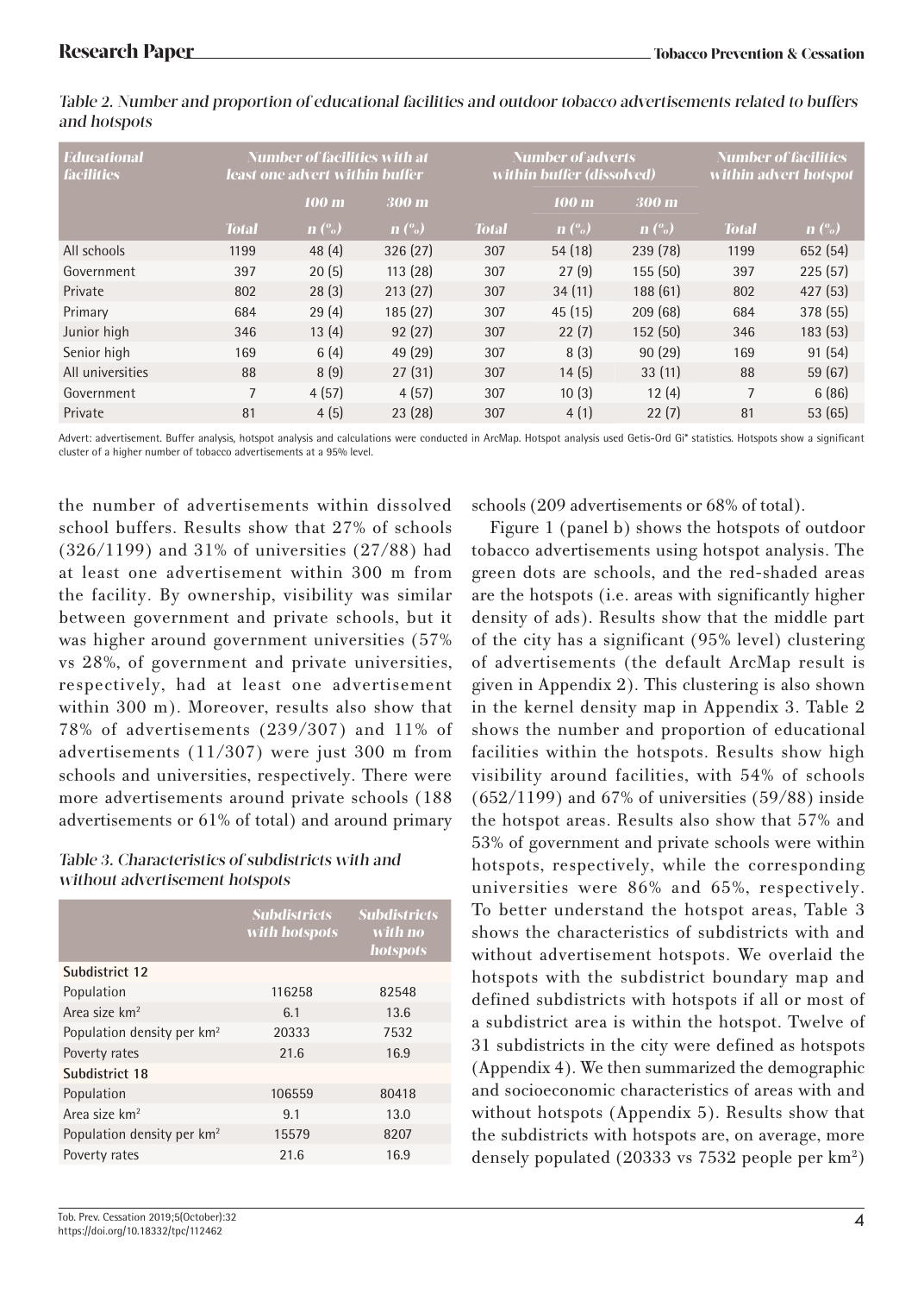*Table 2. Number and proportion of educational facilities and outdoor tobacco advertisements related to buffers and hotspots*

| Educational facilities | Number of facilities with at least one advert within buffer | | | Number of adverts within buffer (dissolved) | | | Number of facilities within advert hotspot | |
|---|---|---|---|---|---|---|---|---|
| | | 100 m | 300 m | | 100 m | 300 m | | |
| | Total | n (%) | n (%) | Total | n (%) | n (%) | Total | n (%) |
| All schools | 1199 | 48 (4) | 326 (27) | 307 | 54 (18) | 239 (78) | 1199 | 652 (54) |
| Government | 397 | 20 (5) | 113 (28) | 307 | 27 (9) | 155 (50) | 397 | 225 (57) |
| Private | 802 | 28 (3) | 213 (27) | 307 | 34 (11) | 188 (61) | 802 | 427 (53) |
| Primary | 684 | 29 (4) | 185 (27) | 307 | 45 (15) | 209 (68) | 684 | 378 (55) |
| Junior high | 346 | 13 (4) | 92 (27) | 307 | 22 (7) | 152 (50) | 346 | 183 (53) |
| Senior high | 169 | 6 (4) | 49 (29) | 307 | 8 (3) | 90 (29) | 169 | 91 (54) |
| All universities | 88 | 8 (9) | 27 (31) | 307 | 14 (5) | 33 (11) | 88 | 59 (67) |
| Government | 7 | 4 (57) | 4 (57) | 307 | 10 (3) | 12 (4) | 7 | 6 (86) |
| Private | 81 | 4 (5) | 23 (28) | 307 | 4 (1) | 22 (7) | 81 | 53 (65) |

Advert: advertisement. Buffer analysis, hotspot analysis and calculations were conducted in ArcMap. Hotspot analysis used Getis-Ord Gi* statistics. Hotspots show a significant cluster of a higher number of tobacco advertisements at a 95% level.

the number of advertisements within dissolved school buffers. Results show that 27% of schools (326/1199) and 31% of universities (27/88) had at least one advertisement within 300 m from the facility. By ownership, visibility was similar between government and private schools, but it was higher around government universities (57% vs 28%, of government and private universities, respectively, had at least one advertisement within 300 m). Moreover, results also show that 78% of advertisements (239/307) and 11% of advertisements (11/307) were just 300 m from schools and universities, respectively. There were more advertisements around private schools (188 advertisements or 61% of total) and around primary schools (209 advertisements or 68% of total).

Figure 1 (panel b) shows the hotspots of outdoor tobacco advertisements using hotspot analysis. The green dots are schools, and the red-shaded areas are the hotspots (i.e. areas with significantly higher density of ads). Results show that the middle part of the city has a significant (95% level) clustering of advertisements (the default ArcMap result is given in Appendix 2). This clustering is also shown in the kernel density map in Appendix 3. Table 2 shows the number and proportion of educational facilities within the hotspots. Results show high visibility around facilities, with 54% of schools (652/1199) and 67% of universities (59/88) inside the hotspot areas. Results also show that 57% and 53% of government and private schools were within hotspots, respectively, while the corresponding universities were 86% and 65%, respectively. To better understand the hotspot areas, Table 3 shows the characteristics of subdistricts with and without advertisement hotspots. We overlaid the hotspots with the subdistrict boundary map and defined subdistricts with hotspots if all or most of a subdistrict area is within the hotspot. Twelve of 31 subdistricts in the city were defined as hotspots (Appendix 4). We then summarized the demographic and socioeconomic characteristics of areas with and without hotspots (Appendix 5). Results show that the subdistricts with hotspots are, on average, more densely populated (20333 vs 7532 people per km$^2$)

*Table 3. Characteristics of subdistricts with and without advertisement hotspots*

| | Subdistricts with hotspots | Subdistricts with no hotspots |
|---|---|---|
| **Subdistrict 12** | | |
| Population | 116258 | 82548 |
| Area size km$^2$ | 6.1 | 13.6 |
| Population density per km$^2$ | 20333 | 7532 |
| Poverty rates | 21.6 | 16.9 |
| **Subdistrict 18** | | |
| Population | 106559 | 80418 |
| Area size km$^2$ | 9.1 | 13.0 |
| Population density per km$^2$ | 15579 | 8207 |
| Poverty rates | 21.6 | 16.9 |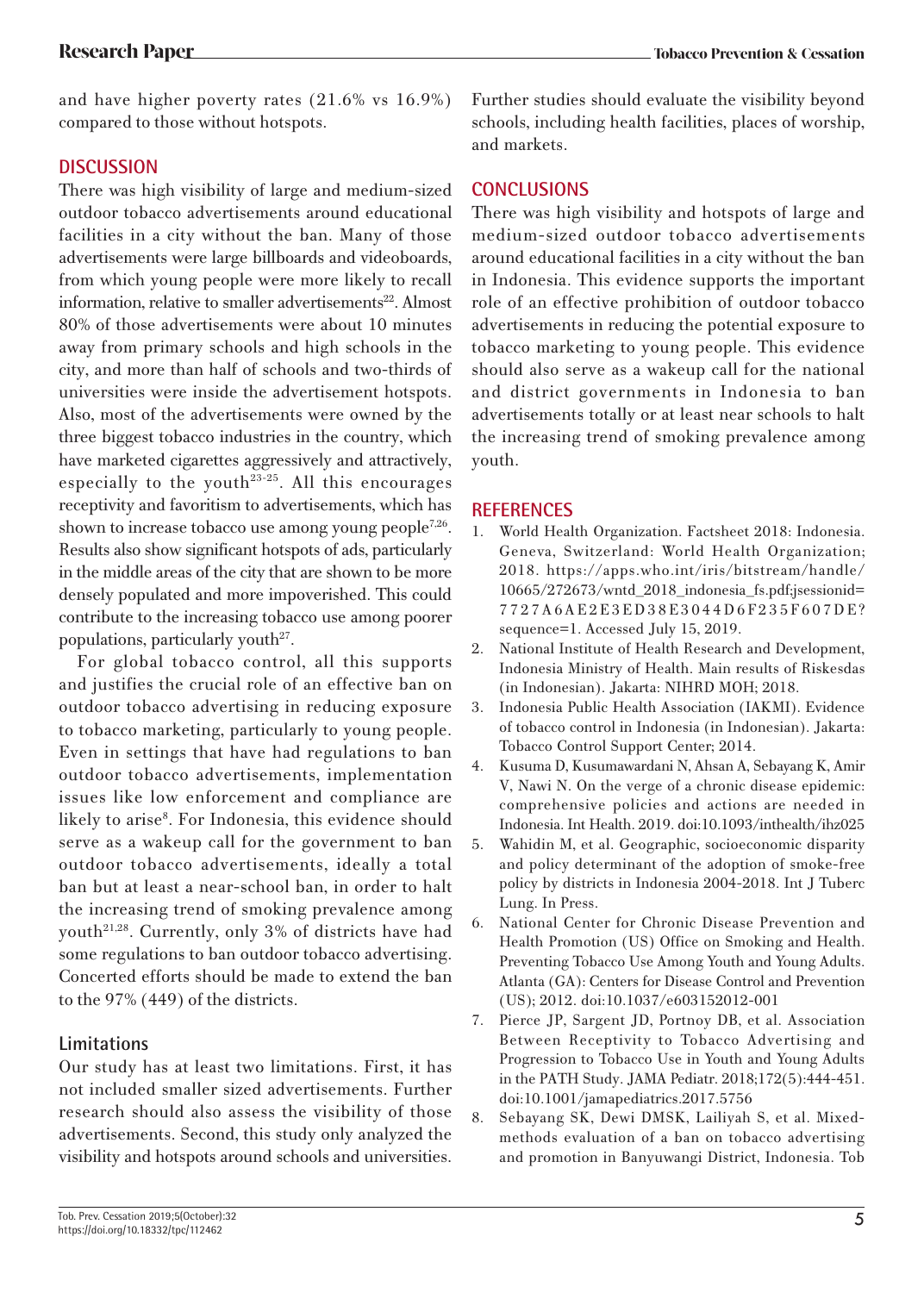and have higher poverty rates (21.6% vs 16.9%) compared to those without hotspots.

## DISCUSSION

There was high visibility of large and medium-sized outdoor tobacco advertisements around educational facilities in a city without the ban. Many of those advertisements were large billboards and videoboards, from which young people were more likely to recall information, relative to smaller advertisements[22]. Almost 80% of those advertisements were about 10 minutes away from primary schools and high schools in the city, and more than half of schools and two-thirds of universities were inside the advertisement hotspots. Also, most of the advertisements were owned by the three biggest tobacco industries in the country, which have marketed cigarettes aggressively and attractively, especially to the youth[23-25]. All this encourages receptivity and favoritism to advertisements, which has shown to increase tobacco use among young people[7,26]. Results also show significant hotspots of ads, particularly in the middle areas of the city that are shown to be more densely populated and more impoverished. This could contribute to the increasing tobacco use among poorer populations, particularly youth[27].

For global tobacco control, all this supports and justifies the crucial role of an effective ban on outdoor tobacco advertising in reducing exposure to tobacco marketing, particularly to young people. Even in settings that have had regulations to ban outdoor tobacco advertisements, implementation issues like low enforcement and compliance are likely to arise[8]. For Indonesia, this evidence should serve as a wakeup call for the government to ban outdoor tobacco advertisements, ideally a total ban but at least a near-school ban, in order to halt the increasing trend of smoking prevalence among youth[21,28]. Currently, only 3% of districts have had some regulations to ban outdoor tobacco advertising. Concerted efforts should be made to extend the ban to the 97% (449) of the districts.

### Limitations

Our study has at least two limitations. First, it has not included smaller sized advertisements. Further research should also assess the visibility of those advertisements. Second, this study only analyzed the visibility and hotspots around schools and universities. Further studies should evaluate the visibility beyond schools, including health facilities, places of worship, and markets.

## CONCLUSIONS

There was high visibility and hotspots of large and medium-sized outdoor tobacco advertisements around educational facilities in a city without the ban in Indonesia. This evidence supports the important role of an effective prohibition of outdoor tobacco advertisements in reducing the potential exposure to tobacco marketing to young people. This evidence should also serve as a wakeup call for the national and district governments in Indonesia to ban advertisements totally or at least near schools to halt the increasing trend of smoking prevalence among youth.

## REFERENCES

1. World Health Organization. Factsheet 2018: Indonesia. Geneva, Switzerland: World Health Organization; 2018. https://apps.who.int/iris/bitstream/handle/10665/272673/wntd_2018_indonesia_fs.pdf;jsessionid=7727A6AE2E3ED38E3044D6F235F607DE?sequence=1. Accessed July 15, 2019.
2. National Institute of Health Research and Development, Indonesia Ministry of Health. Main results of Riskesdas (in Indonesian). Jakarta: NIHRD MOH; 2018.
3. Indonesia Public Health Association (IAKMI). Evidence of tobacco control in Indonesia (in Indonesian). Jakarta: Tobacco Control Support Center; 2014.
4. Kusuma D, Kusumawardani N, Ahsan A, Sebayang K, Amir V, Nawi N. On the verge of a chronic disease epidemic: comprehensive policies and actions are needed in Indonesia. Int Health. 2019. doi:10.1093/inthealth/ihz025
5. Wahidin M, et al. Geographic, socioeconomic disparity and policy determinant of the adoption of smoke-free policy by districts in Indonesia 2004-2018. Int J Tuberc Lung. In Press.
6. National Center for Chronic Disease Prevention and Health Promotion (US) Office on Smoking and Health. Preventing Tobacco Use Among Youth and Young Adults. Atlanta (GA): Centers for Disease Control and Prevention (US); 2012. doi:10.1037/e603152012-001
7. Pierce JP, Sargent JD, Portnoy DB, et al. Association Between Receptivity to Tobacco Advertising and Progression to Tobacco Use in Youth and Young Adults in the PATH Study. JAMA Pediatr. 2018;172(5):444-451. doi:10.1001/jamapediatrics.2017.5756
8. Sebayang SK, Dewi DMSK, Lailiyah S, et al. Mixed-methods evaluation of a ban on tobacco advertising and promotion in Banyuwangi District, Indonesia. Tob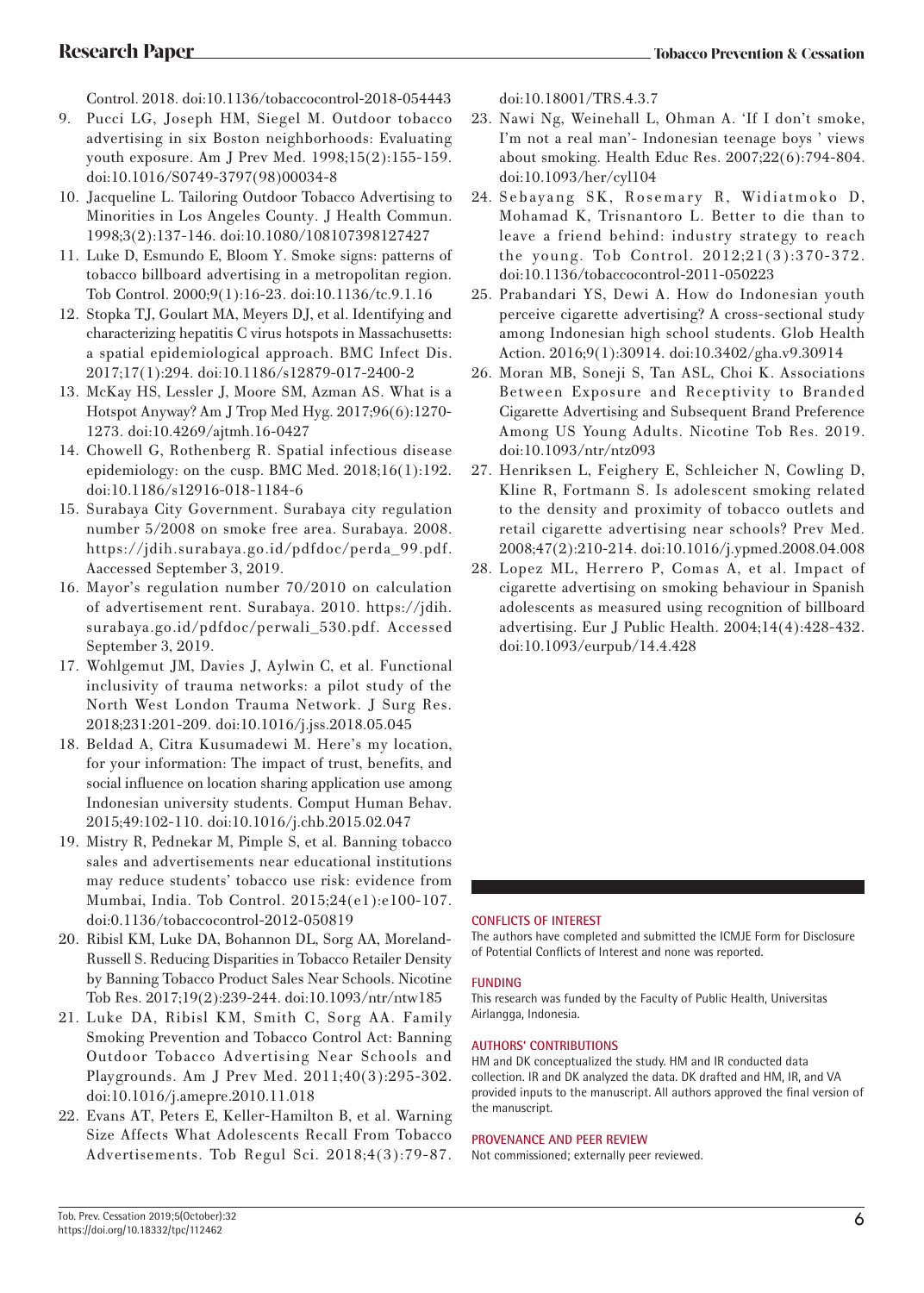Control. 2018. doi:10.1136/tobaccocontrol-2018-054443

9. Pucci LG, Joseph HM, Siegel M. Outdoor tobacco advertising in six Boston neighborhoods: Evaluating youth exposure. Am J Prev Med. 1998;15(2):155-159. doi:10.1016/S0749-3797(98)00034-8
10. Jacqueline L. Tailoring Outdoor Tobacco Advertising to Minorities in Los Angeles County. J Health Commun. 1998;3(2):137-146. doi:10.1080/108107398127427
11. Luke D, Esmundo E, Bloom Y. Smoke signs: patterns of tobacco billboard advertising in a metropolitan region. Tob Control. 2000;9(1):16-23. doi:10.1136/tc.9.1.16
12. Stopka TJ, Goulart MA, Meyers DJ, et al. Identifying and characterizing hepatitis C virus hotspots in Massachusetts: a spatial epidemiological approach. BMC Infect Dis. 2017;17(1):294. doi:10.1186/s12879-017-2400-2
13. McKay HS, Lessler J, Moore SM, Azman AS. What is a Hotspot Anyway? Am J Trop Med Hyg. 2017;96(6):1270-1273. doi:10.4269/ajtmh.16-0427
14. Chowell G, Rothenberg R. Spatial infectious disease epidemiology: on the cusp. BMC Med. 2018;16(1):192. doi:10.1186/s12916-018-1184-6
15. Surabaya City Government. Surabaya city regulation number 5/2008 on smoke free area. Surabaya. 2008. https://jdih.surabaya.go.id/pdfdoc/perda_99.pdf. Aaccessed September 3, 2019.
16. Mayor's regulation number 70/2010 on calculation of advertisement rent. Surabaya. 2010. https://jdih.surabaya.go.id/pdfdoc/perwali_530.pdf. Accessed September 3, 2019.
17. Wohlgemut JM, Davies J, Aylwin C, et al. Functional inclusivity of trauma networks: a pilot study of the North West London Trauma Network. J Surg Res. 2018;231:201-209. doi:10.1016/j.jss.2018.05.045
18. Beldad A, Citra Kusumadewi M. Here's my location, for your information: The impact of trust, benefits, and social influence on location sharing application use among Indonesian university students. Comput Human Behav. 2015;49:102-110. doi:10.1016/j.chb.2015.02.047
19. Mistry R, Pednekar M, Pimple S, et al. Banning tobacco sales and advertisements near educational institutions may reduce students' tobacco use risk: evidence from Mumbai, India. Tob Control. 2015;24(e1):e100-107. doi:0.1136/tobaccocontrol-2012-050819
20. Ribisl KM, Luke DA, Bohannon DL, Sorg AA, Moreland-Russell S. Reducing Disparities in Tobacco Retailer Density by Banning Tobacco Product Sales Near Schools. Nicotine Tob Res. 2017;19(2):239-244. doi:10.1093/ntr/ntw185
21. Luke DA, Ribisl KM, Smith C, Sorg AA. Family Smoking Prevention and Tobacco Control Act: Banning Outdoor Tobacco Advertising Near Schools and Playgrounds. Am J Prev Med. 2011;40(3):295-302. doi:10.1016/j.amepre.2010.11.018
22. Evans AT, Peters E, Keller-Hamilton B, et al. Warning Size Affects What Adolescents Recall From Tobacco Advertisements. Tob Regul Sci. 2018;4(3):79-87. doi:10.18001/TRS.4.3.7
23. Nawi Ng, Weinehall L, Ohman A. 'If I don't smoke, I'm not a real man'- Indonesian teenage boys ' views about smoking. Health Educ Res. 2007;22(6):794-804. doi:10.1093/her/cyl104
24. Sebayang SK, Rosemary R, Widiatmoko D, Mohamad K, Trisnantoro L. Better to die than to leave a friend behind: industry strategy to reach the young. Tob Control. 2012;21(3):370-372. doi:10.1136/tobaccocontrol-2011-050223
25. Prabandari YS, Dewi A. How do Indonesian youth perceive cigarette advertising? A cross-sectional study among Indonesian high school students. Glob Health Action. 2016;9(1):30914. doi:10.3402/gha.v9.30914
26. Moran MB, Soneji S, Tan ASL, Choi K. Associations Between Exposure and Receptivity to Branded Cigarette Advertising and Subsequent Brand Preference Among US Young Adults. Nicotine Tob Res. 2019. doi:10.1093/ntr/ntz093
27. Henriksen L, Feighery E, Schleicher N, Cowling D, Kline R, Fortmann S. Is adolescent smoking related to the density and proximity of tobacco outlets and retail cigarette advertising near schools? Prev Med. 2008;47(2):210-214. doi:10.1016/j.ypmed.2008.04.008
28. Lopez ML, Herrero P, Comas A, et al. Impact of cigarette advertising on smoking behaviour in Spanish adolescents as measured using recognition of billboard advertising. Eur J Public Health. 2004;14(4):428-432. doi:10.1093/eurpub/14.4.428

#### CONFLICTS OF INTEREST

The authors have completed and submitted the ICMJE Form for Disclosure of Potential Conflicts of Interest and none was reported.

#### FUNDING

This research was funded by the Faculty of Public Health, Universitas Airlangga, Indonesia.

#### AUTHORS' CONTRIBUTIONS

HM and DK conceptualized the study. HM and IR conducted data collection. IR and DK analyzed the data. DK drafted and HM, IR, and VA provided inputs to the manuscript. All authors approved the final version of the manuscript.

#### PROVENANCE AND PEER REVIEW

Not commissioned; externally peer reviewed.